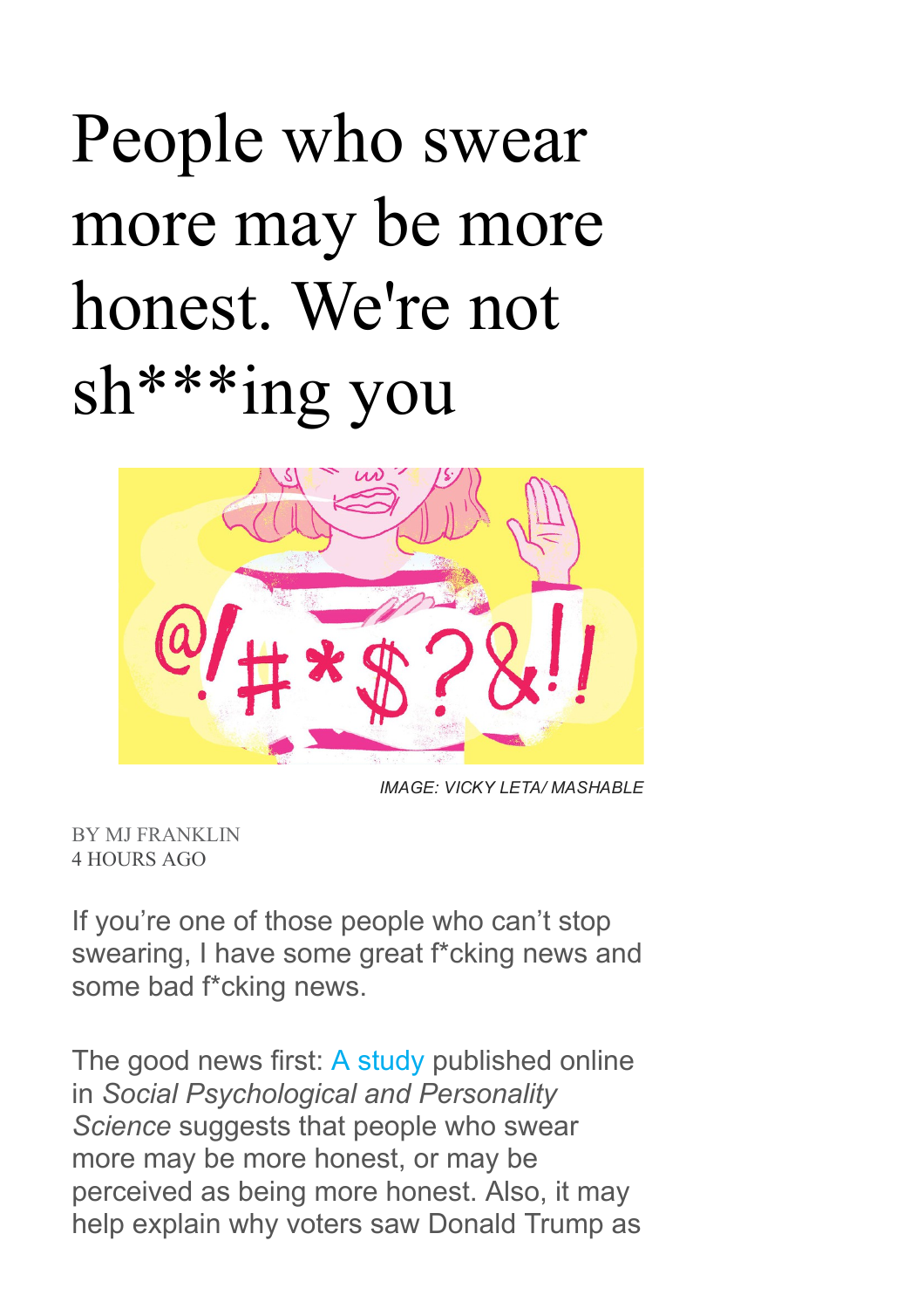# People who swear more may be more honest. We're not sh***ing you

IMAGE: VICKY LETA/ MASHABLE

BY MJ FRANKLIN
4 HOURS AGO

If you're one of those people who can't stop swearing, I have some great f*cking news and some bad f*cking news.

The good news first: A study published online in *Social Psychological and Personality Science* suggests that people who swear more may be more honest, or may be perceived as being more honest. Also, it may help explain why voters saw Donald Trump as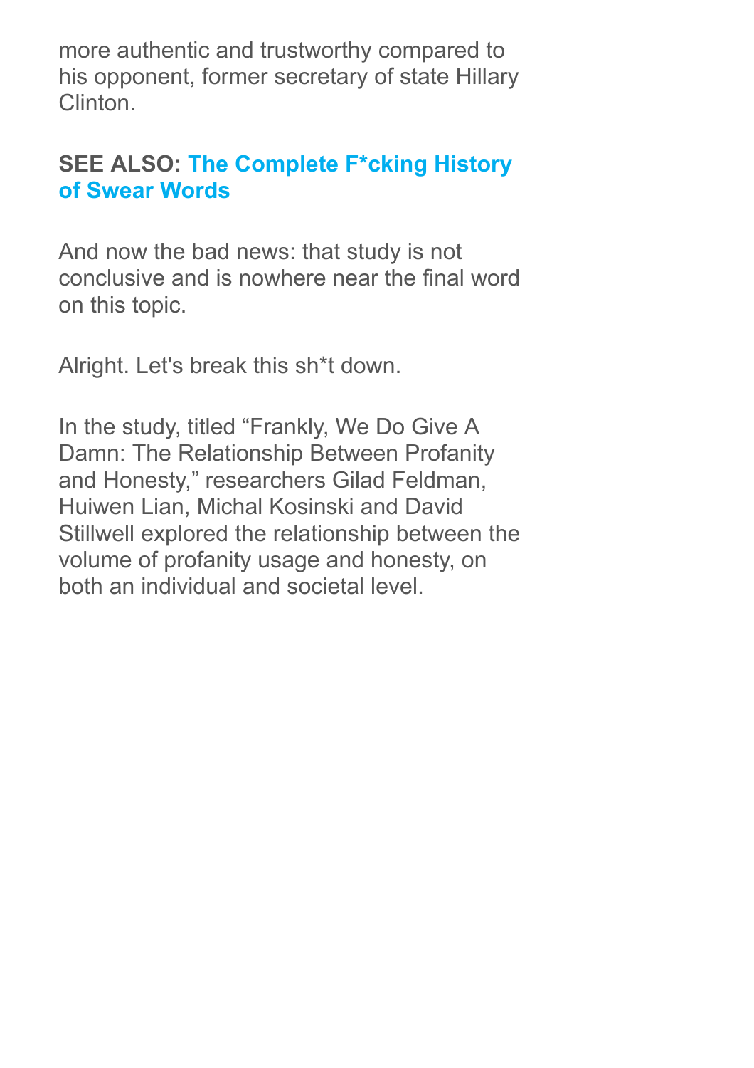more authentic and trustworthy compared to his opponent, former secretary of state Hillary Clinton.

**SEE ALSO: The Complete F*cking History of Swear Words**

And now the bad news: that study is not conclusive and is nowhere near the final word on this topic.

Alright. Let's break this sh*t down.

In the study, titled “Frankly, We Do Give A Damn: The Relationship Between Profanity and Honesty,” researchers Gilad Feldman, Huiwen Lian, Michal Kosinski and David Stillwell explored the relationship between the volume of profanity usage and honesty, on both an individual and societal level.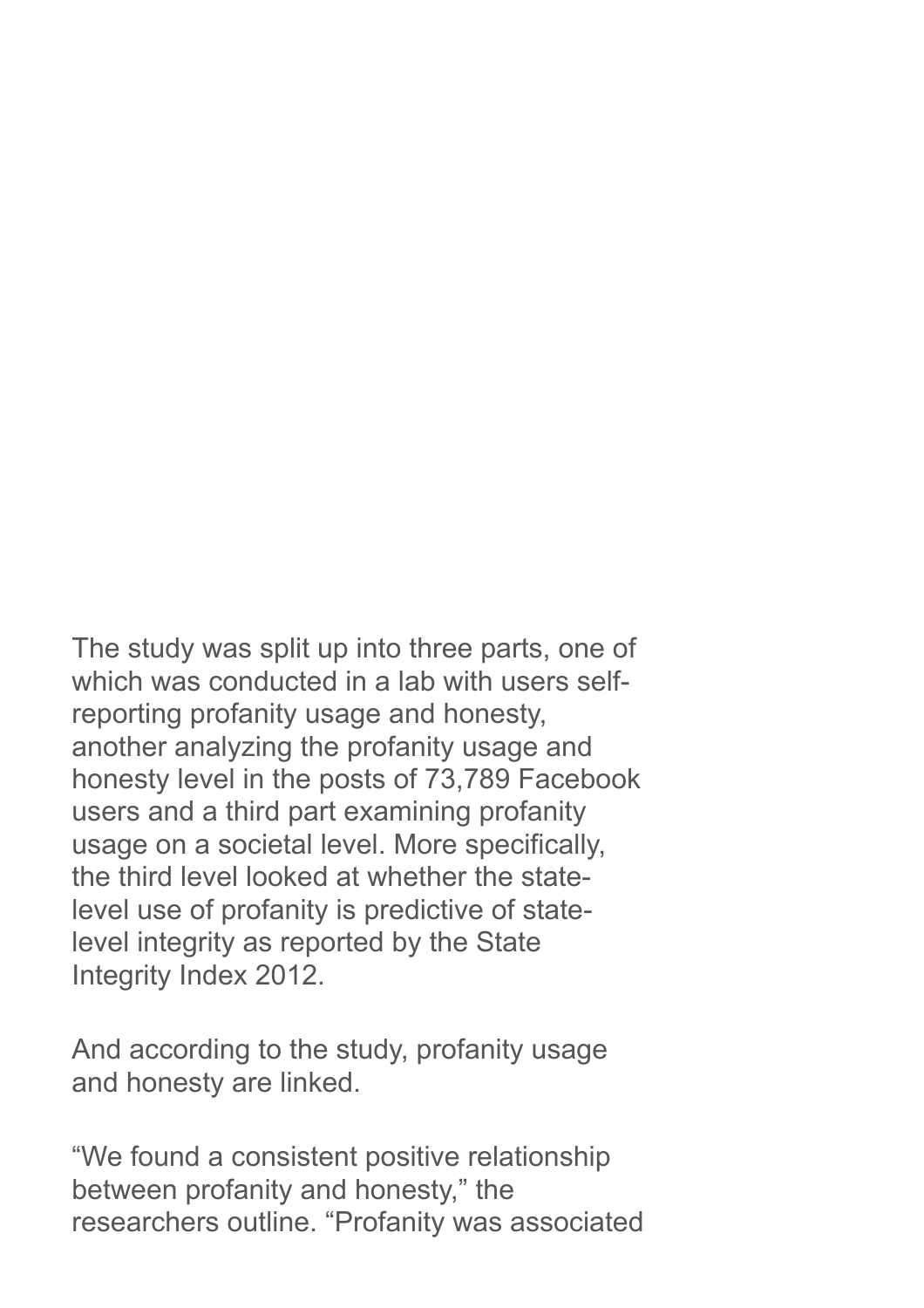The study was split up into three parts, one of which was conducted in a lab with users self-reporting profanity usage and honesty, another analyzing the profanity usage and honesty level in the posts of 73,789 Facebook users and a third part examining profanity usage on a societal level. More specifically, the third level looked at whether the state-level use of profanity is predictive of state-level integrity as reported by the State Integrity Index 2012.

And according to the study, profanity usage and honesty are linked.

“We found a consistent positive relationship between profanity and honesty,” the researchers outline. “Profanity was associated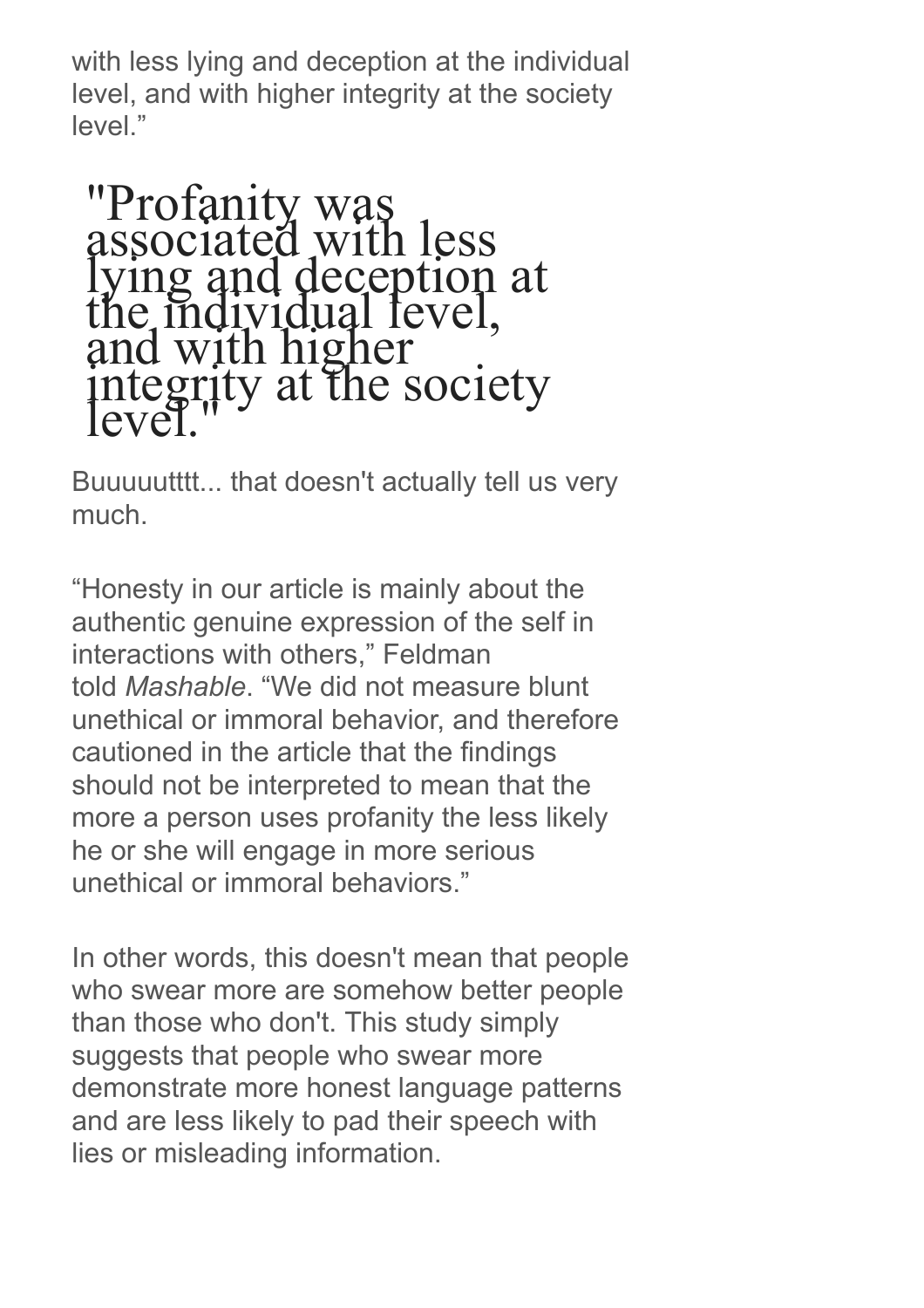with less lying and deception at the individual level, and with higher integrity at the society level."

> "Profanity was associated with less lying and deception at the individual level, and with higher integrity at the society level."

Buuuuutttt... that doesn't actually tell us very much.

"Honesty in our article is mainly about the authentic genuine expression of the self in interactions with others," Feldman told *Mashable*. "We did not measure blunt unethical or immoral behavior, and therefore cautioned in the article that the findings should not be interpreted to mean that the more a person uses profanity the less likely he or she will engage in more serious unethical or immoral behaviors."

In other words, this doesn't mean that people who swear more are somehow better people than those who don't. This study simply suggests that people who swear more demonstrate more honest language patterns and are less likely to pad their speech with lies or misleading information.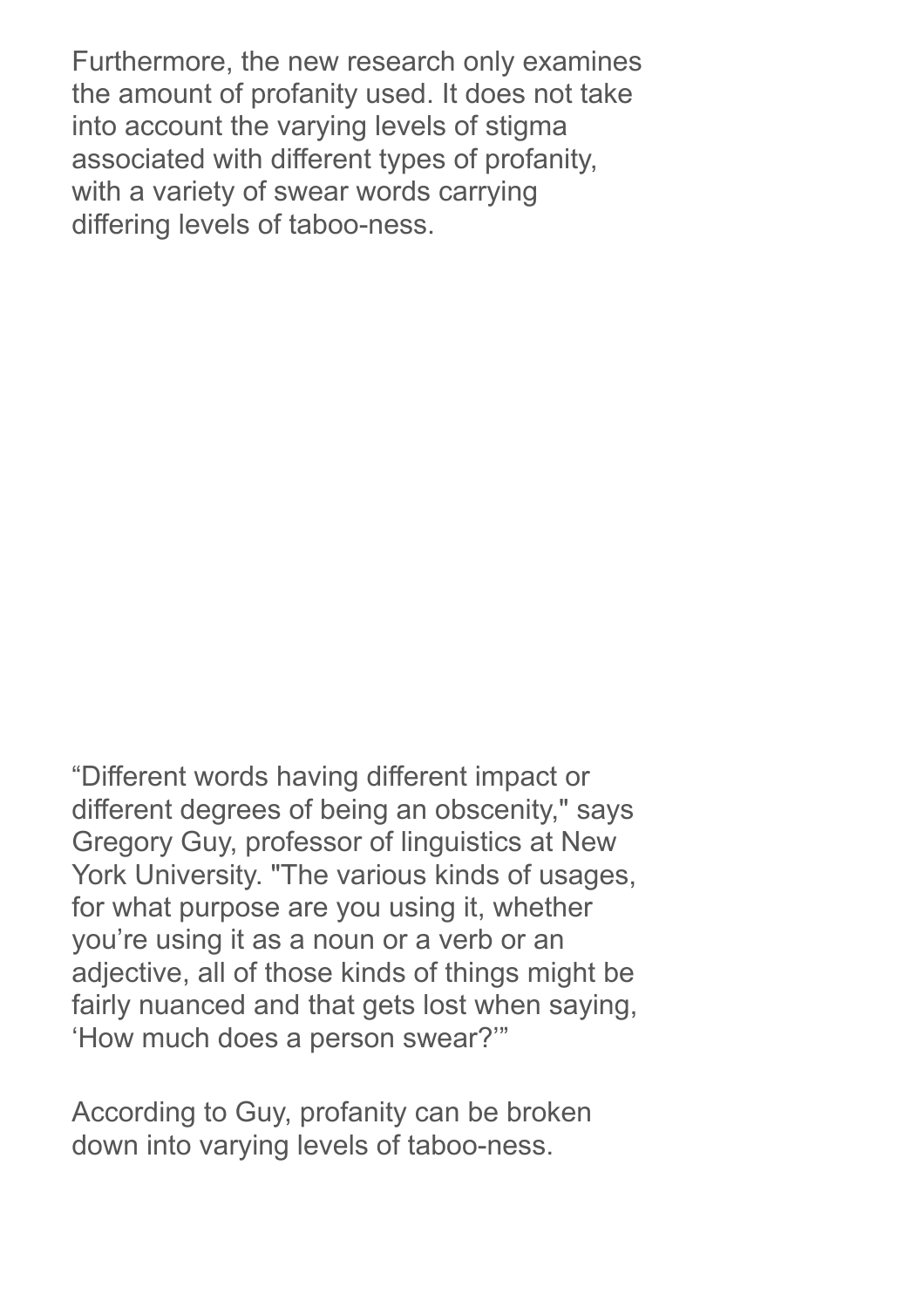Furthermore, the new research only examines the amount of profanity used. It does not take into account the varying levels of stigma associated with different types of profanity, with a variety of swear words carrying differing levels of taboo-ness.

“Different words having different impact or different degrees of being an obscenity," says Gregory Guy, professor of linguistics at New York University. "The various kinds of usages, for what purpose are you using it, whether you’re using it as a noun or a verb or an adjective, all of those kinds of things might be fairly nuanced and that gets lost when saying, ‘How much does a person swear?’”

According to Guy, profanity can be broken down into varying levels of taboo-ness.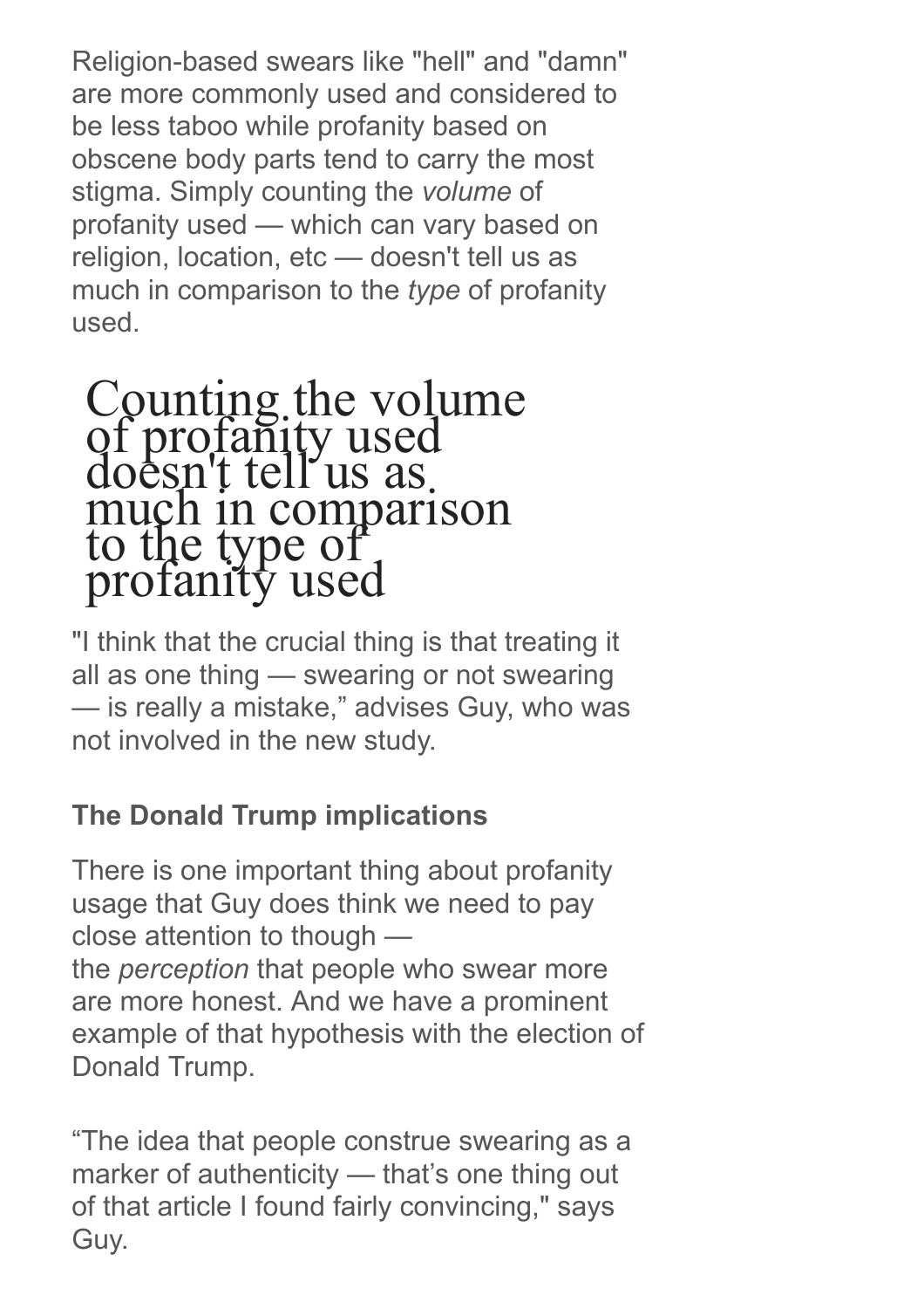Religion-based swears like "hell" and "damn" are more commonly used and considered to be less taboo while profanity based on obscene body parts tend to carry the most stigma. Simply counting the *volume* of profanity used — which can vary based on religion, location, etc — doesn't tell us as much in comparison to the *type* of profanity used.

> Counting the volume of profanity used doesn't tell us as much in comparison to the type of profanity used

"I think that the crucial thing is that treating it all as one thing — swearing or not swearing — is really a mistake," advises Guy, who was not involved in the new study.

**The Donald Trump implications**

There is one important thing about profanity usage that Guy does think we need to pay close attention to though — the *perception* that people who swear more are more honest. And we have a prominent example of that hypothesis with the election of Donald Trump.

"The idea that people construe swearing as a marker of authenticity — that's one thing out of that article I found fairly convincing," says Guy.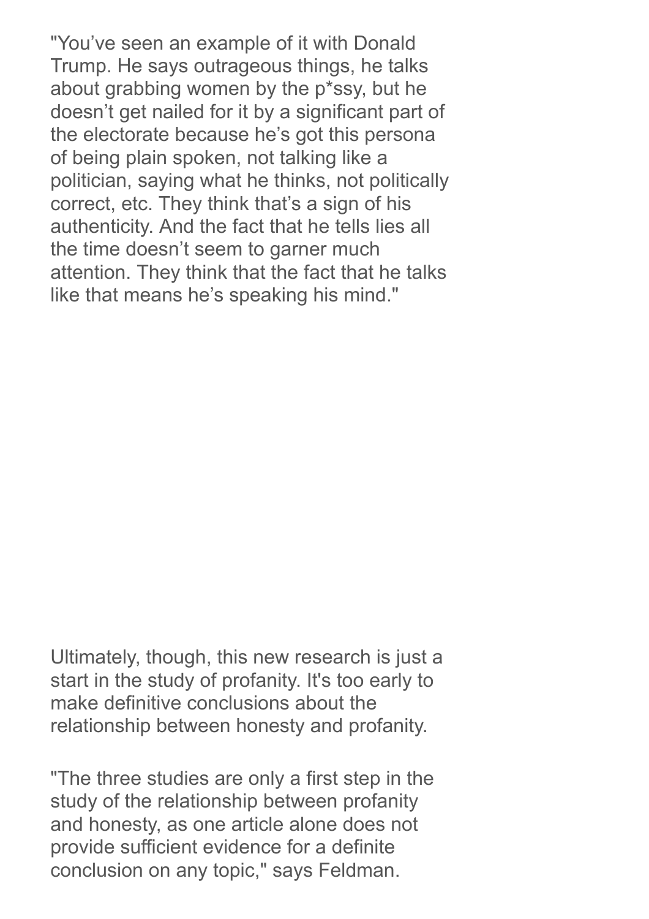"You've seen an example of it with Donald Trump. He says outrageous things, he talks about grabbing women by the p*ssy, but he doesn't get nailed for it by a significant part of the electorate because he's got this persona of being plain spoken, not talking like a politician, saying what he thinks, not politically correct, etc. They think that's a sign of his authenticity. And the fact that he tells lies all the time doesn't seem to garner much attention. They think that the fact that he talks like that means he's speaking his mind."

Ultimately, though, this new research is just a start in the study of profanity. It's too early to make definitive conclusions about the relationship between honesty and profanity.

"The three studies are only a first step in the study of the relationship between profanity and honesty, as one article alone does not provide sufficient evidence for a definite conclusion on any topic," says Feldman.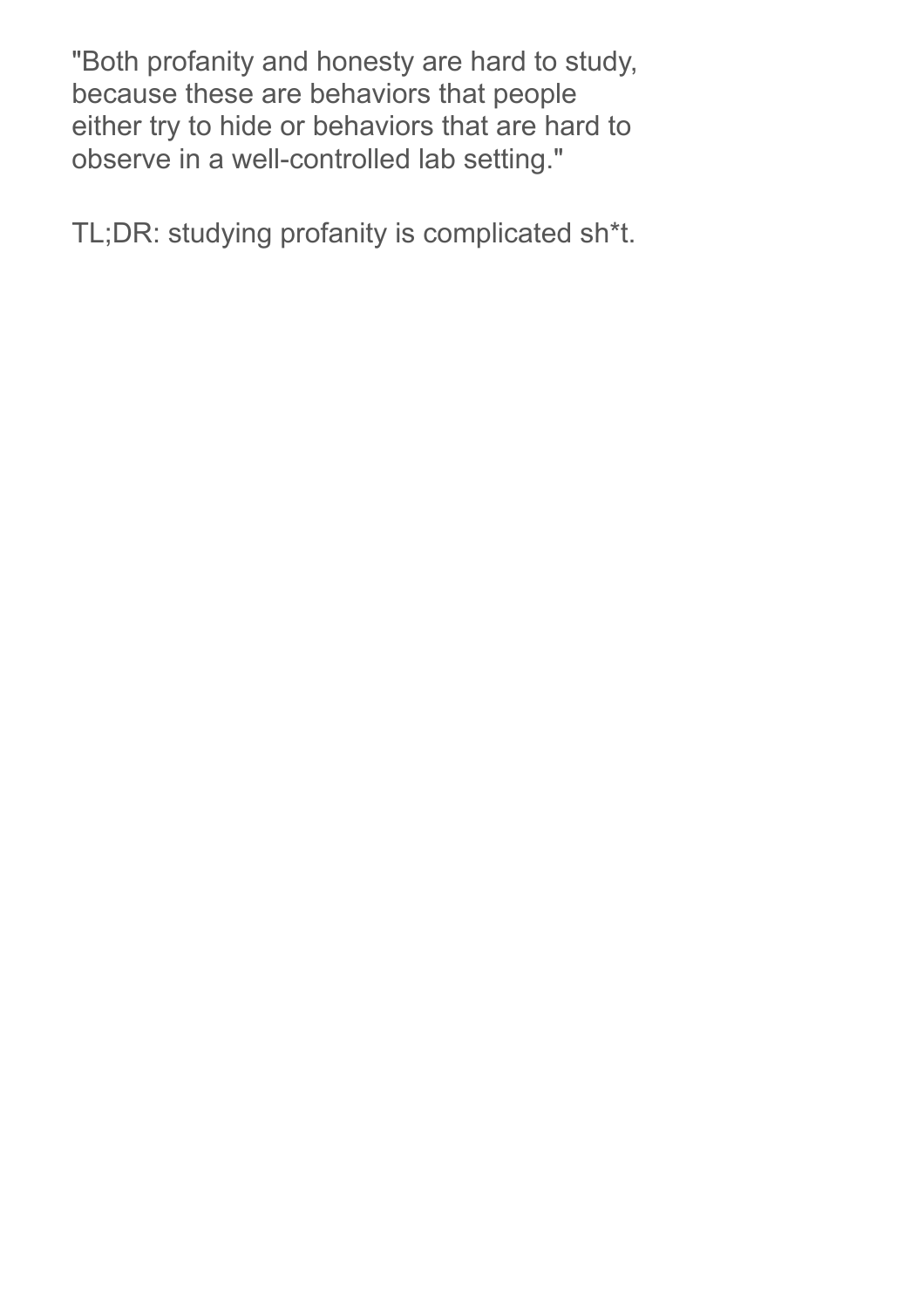"Both profanity and honesty are hard to study, because these are behaviors that people either try to hide or behaviors that are hard to observe in a well-controlled lab setting."

TL;DR: studying profanity is complicated sh*t.